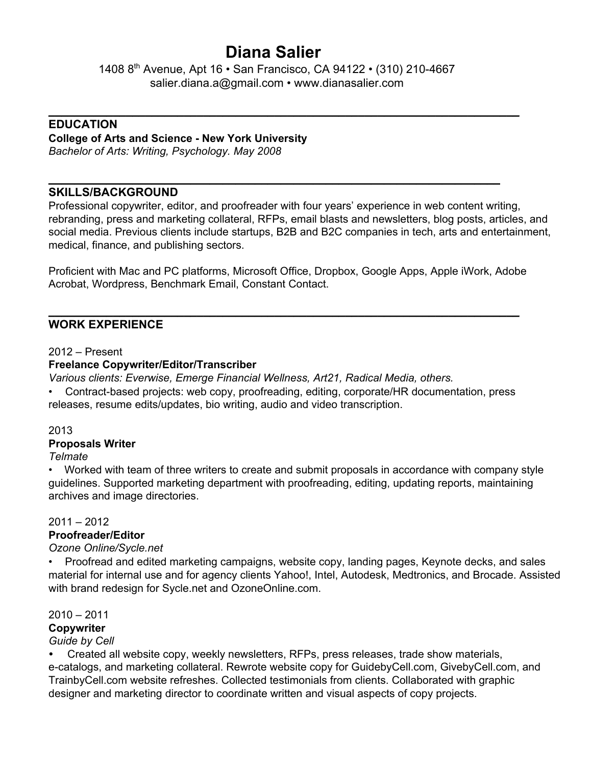# Diana Salier

1408 8th Avenue, Apt 16 • San Francisco, CA 94122 • (310) 210-4667
salier.diana.a@gmail.com • www.dianasalier.com

---

## EDUCATION

**College of Arts and Science - New York University**
*Bachelor of Arts: Writing, Psychology. May 2008*

---

## SKILLS/BACKGROUND

Professional copywriter, editor, and proofreader with four years' experience in web content writing, rebranding, press and marketing collateral, RFPs, email blasts and newsletters, blog posts, articles, and social media. Previous clients include startups, B2B and B2C companies in tech, arts and entertainment, medical, finance, and publishing sectors.

Proficient with Mac and PC platforms, Microsoft Office, Dropbox, Google Apps, Apple iWork, Adobe Acrobat, Wordpress, Benchmark Email, Constant Contact.

---

## WORK EXPERIENCE

2012 – Present
**Freelance Copywriter/Editor/Transcriber**
*Various clients: Everwise, Emerge Financial Wellness, Art21, Radical Media, others.*

- Contract-based projects: web copy, proofreading, editing, corporate/HR documentation, press releases, resume edits/updates, bio writing, audio and video transcription.

2013
**Proposals Writer**
*Telmate*

- Worked with team of three writers to create and submit proposals in accordance with company style guidelines. Supported marketing department with proofreading, editing, updating reports, maintaining archives and image directories.

2011 – 2012
**Proofreader/Editor**
*Ozone Online/Sycle.net*

- Proofread and edited marketing campaigns, website copy, landing pages, Keynote decks, and sales material for internal use and for agency clients Yahoo!, Intel, Autodesk, Medtronics, and Brocade. Assisted with brand redesign for Sycle.net and OzoneOnline.com.

2010 – 2011
**Copywriter**
*Guide by Cell*

- Created all website copy, weekly newsletters, RFPs, press releases, trade show materials, e-catalogs, and marketing collateral. Rewrote website copy for GuidebyCell.com, GivebyCell.com, and TrainbyCell.com website refreshes. Collected testimonials from clients. Collaborated with graphic designer and marketing director to coordinate written and visual aspects of copy projects.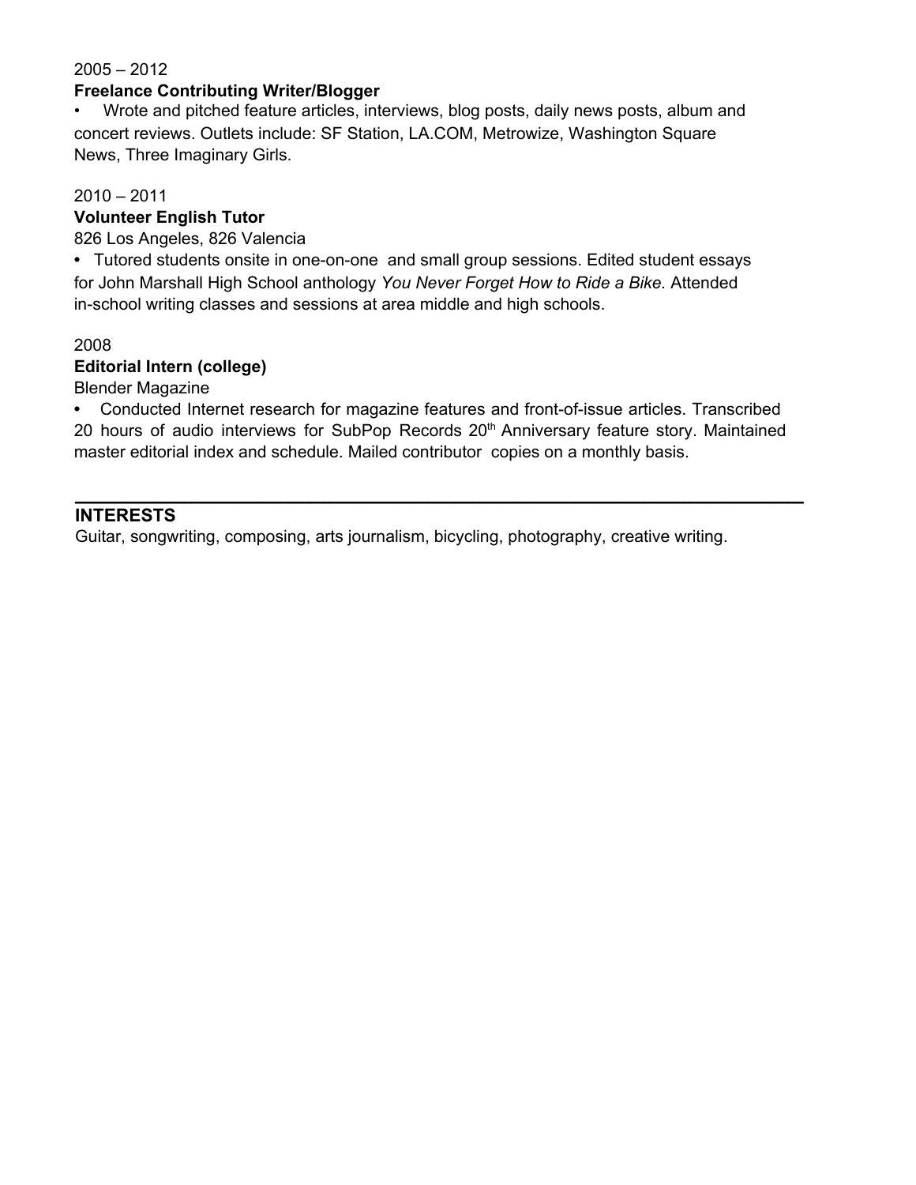2005 – 2012

**Freelance Contributing Writer/Blogger**

- Wrote and pitched feature articles, interviews, blog posts, daily news posts, album and concert reviews. Outlets include: SF Station, LA.COM, Metrowize, Washington Square News, Three Imaginary Girls.

2010 – 2011

**Volunteer English Tutor**

826 Los Angeles, 826 Valencia

- Tutored students onsite in one-on-one and small group sessions. Edited student essays for John Marshall High School anthology *You Never Forget How to Ride a Bike.* Attended in-school writing classes and sessions at area middle and high schools.

2008

**Editorial Intern (college)**

Blender Magazine

- Conducted Internet research for magazine features and front-of-issue articles. Transcribed 20 hours of audio interviews for SubPop Records 20th Anniversary feature story. Maintained master editorial index and schedule. Mailed contributor copies on a monthly basis.

---

## INTERESTS

Guitar, songwriting, composing, arts journalism, bicycling, photography, creative writing.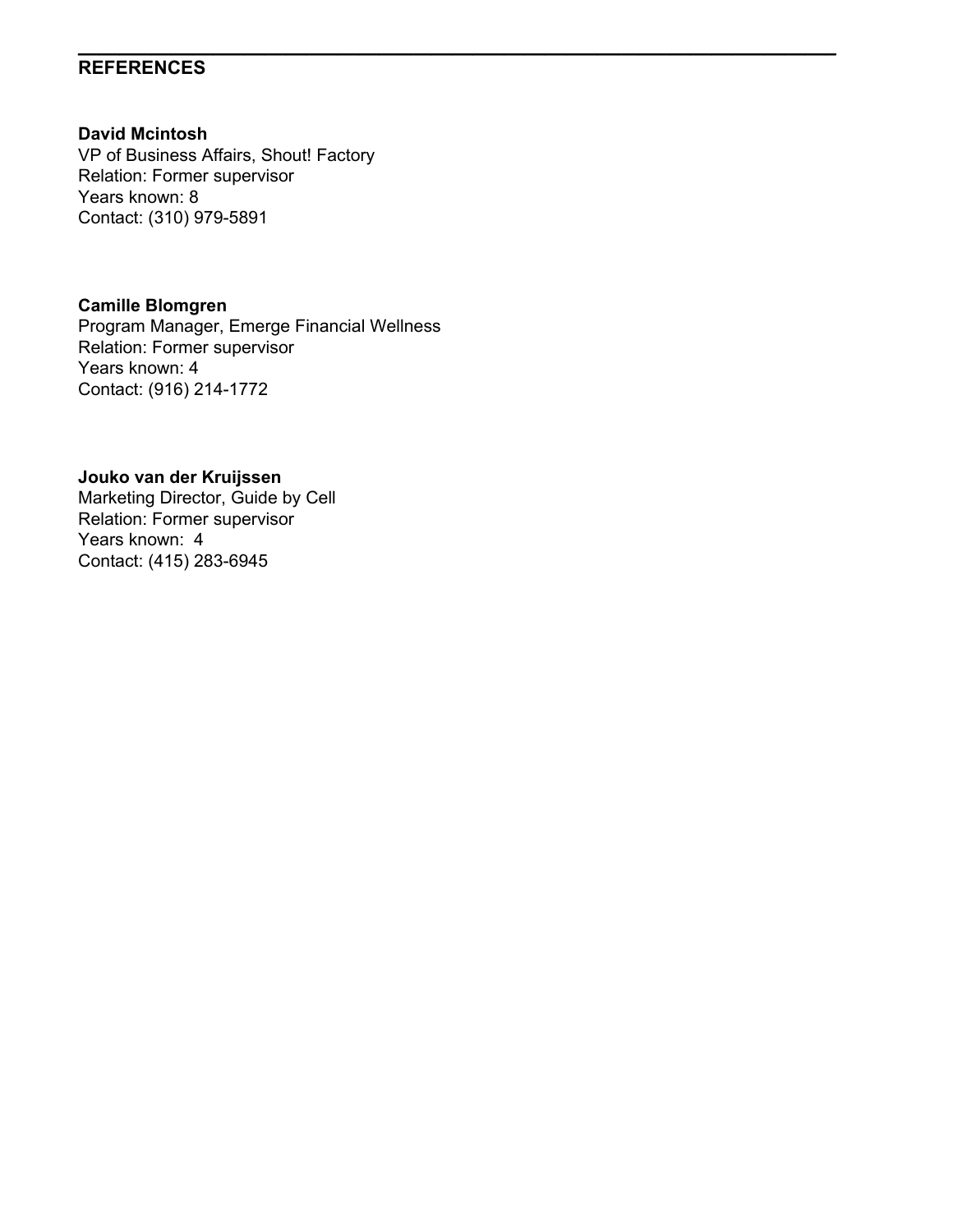## REFERENCES

**David Mcintosh**
VP of Business Affairs, Shout! Factory
Relation: Former supervisor
Years known: 8
Contact: (310) 979-5891

**Camille Blomgren**
Program Manager, Emerge Financial Wellness
Relation: Former supervisor
Years known: 4
Contact: (916) 214-1772

**Jouko van der Kruijssen**
Marketing Director, Guide by Cell
Relation: Former supervisor
Years known: 4
Contact: (415) 283-6945